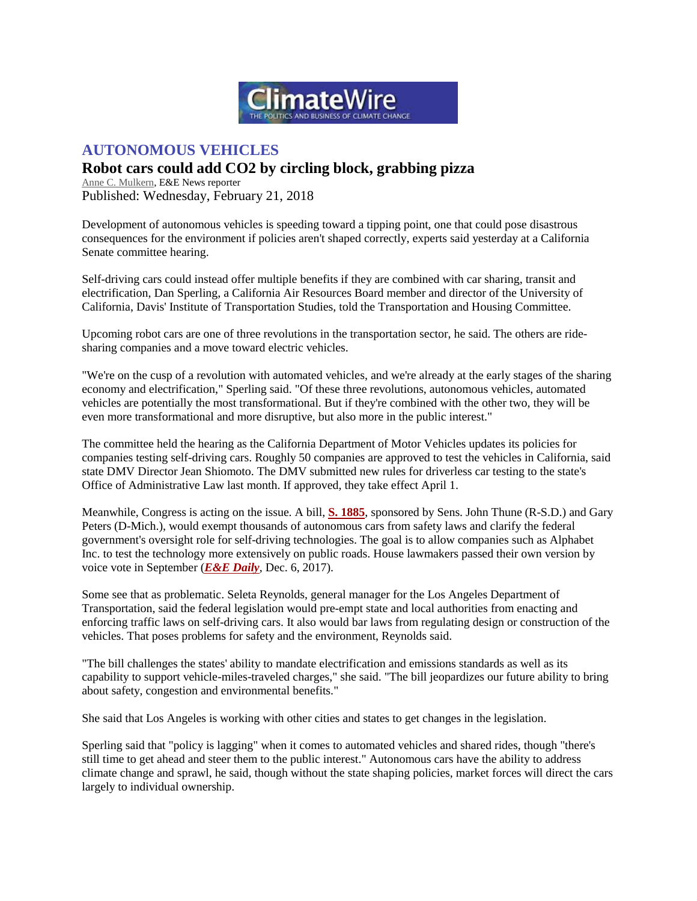ClimateWire

THE POLITICS AND BUSINESS OF CLIMATE CHANGE

## AUTONOMOUS VEHICLES

# Robot cars could add CO2 by circling block, grabbing pizza

Anne C. Mulkern, E&E News reporter

Published: Wednesday, February 21, 2018

Development of autonomous vehicles is speeding toward a tipping point, one that could pose disastrous consequences for the environment if policies aren't shaped correctly, experts said yesterday at a California Senate committee hearing.

Self-driving cars could instead offer multiple benefits if they are combined with car sharing, transit and electrification, Dan Sperling, a California Air Resources Board member and director of the University of California, Davis' Institute of Transportation Studies, told the Transportation and Housing Committee.

Upcoming robot cars are one of three revolutions in the transportation sector, he said. The others are ride-sharing companies and a move toward electric vehicles.

"We're on the cusp of a revolution with automated vehicles, and we're already at the early stages of the sharing economy and electrification," Sperling said. "Of these three revolutions, autonomous vehicles, automated vehicles are potentially the most transformational. But if they're combined with the other two, they will be even more transformational and more disruptive, but also more in the public interest."

The committee held the hearing as the California Department of Motor Vehicles updates its policies for companies testing self-driving cars. Roughly 50 companies are approved to test the vehicles in California, said state DMV Director Jean Shiomoto. The DMV submitted new rules for driverless car testing to the state's Office of Administrative Law last month. If approved, they take effect April 1.

Meanwhile, Congress is acting on the issue. A bill, **S. 1885**, sponsored by Sens. John Thune (R-S.D.) and Gary Peters (D-Mich.), would exempt thousands of autonomous cars from safety laws and clarify the federal government's oversight role for self-driving technologies. The goal is to allow companies such as Alphabet Inc. to test the technology more extensively on public roads. House lawmakers passed their own version by voice vote in September (***E&E Daily***, Dec. 6, 2017).

Some see that as problematic. Seleta Reynolds, general manager for the Los Angeles Department of Transportation, said the federal legislation would pre-empt state and local authorities from enacting and enforcing traffic laws on self-driving cars. It also would bar laws from regulating design or construction of the vehicles. That poses problems for safety and the environment, Reynolds said.

"The bill challenges the states' ability to mandate electrification and emissions standards as well as its capability to support vehicle-miles-traveled charges," she said. "The bill jeopardizes our future ability to bring about safety, congestion and environmental benefits."

She said that Los Angeles is working with other cities and states to get changes in the legislation.

Sperling said that "policy is lagging" when it comes to automated vehicles and shared rides, though "there's still time to get ahead and steer them to the public interest." Autonomous cars have the ability to address climate change and sprawl, he said, though without the state shaping policies, market forces will direct the cars largely to individual ownership.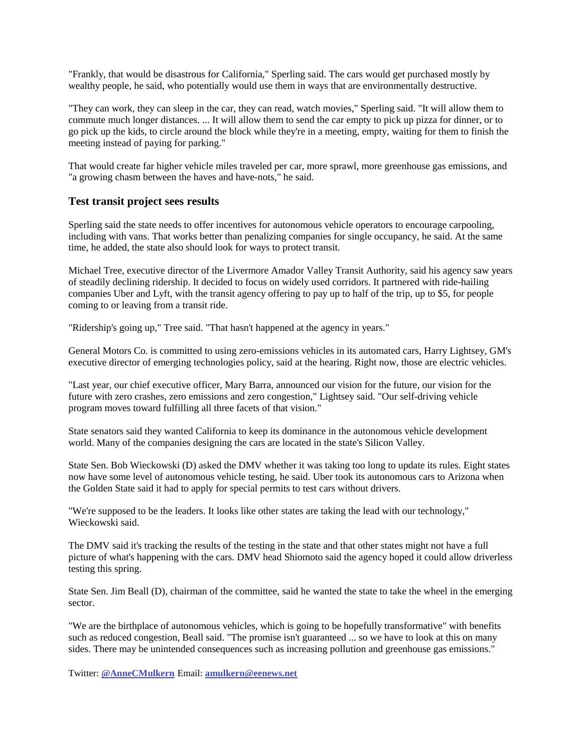"Frankly, that would be disastrous for California," Sperling said. The cars would get purchased mostly by wealthy people, he said, who potentially would use them in ways that are environmentally destructive.

"They can work, they can sleep in the car, they can read, watch movies," Sperling said. "It will allow them to commute much longer distances. ... It will allow them to send the car empty to pick up pizza for dinner, or to go pick up the kids, to circle around the block while they're in a meeting, empty, waiting for them to finish the meeting instead of paying for parking."

That would create far higher vehicle miles traveled per car, more sprawl, more greenhouse gas emissions, and "a growing chasm between the haves and have-nots," he said.

### Test transit project sees results

Sperling said the state needs to offer incentives for autonomous vehicle operators to encourage carpooling, including with vans. That works better than penalizing companies for single occupancy, he said. At the same time, he added, the state also should look for ways to protect transit.

Michael Tree, executive director of the Livermore Amador Valley Transit Authority, said his agency saw years of steadily declining ridership. It decided to focus on widely used corridors. It partnered with ride-hailing companies Uber and Lyft, with the transit agency offering to pay up to half of the trip, up to $5, for people coming to or leaving from a transit ride.

"Ridership's going up," Tree said. "That hasn't happened at the agency in years."

General Motors Co. is committed to using zero-emissions vehicles in its automated cars, Harry Lightsey, GM's executive director of emerging technologies policy, said at the hearing. Right now, those are electric vehicles.

"Last year, our chief executive officer, Mary Barra, announced our vision for the future, our vision for the future with zero crashes, zero emissions and zero congestion," Lightsey said. "Our self-driving vehicle program moves toward fulfilling all three facets of that vision."

State senators said they wanted California to keep its dominance in the autonomous vehicle development world. Many of the companies designing the cars are located in the state's Silicon Valley.

State Sen. Bob Wieckowski (D) asked the DMV whether it was taking too long to update its rules. Eight states now have some level of autonomous vehicle testing, he said. Uber took its autonomous cars to Arizona when the Golden State said it had to apply for special permits to test cars without drivers.

"We're supposed to be the leaders. It looks like other states are taking the lead with our technology," Wieckowski said.

The DMV said it's tracking the results of the testing in the state and that other states might not have a full picture of what's happening with the cars. DMV head Shiomoto said the agency hoped it could allow driverless testing this spring.

State Sen. Jim Beall (D), chairman of the committee, said he wanted the state to take the wheel in the emerging sector.

"We are the birthplace of autonomous vehicles, which is going to be hopefully transformative" with benefits such as reduced congestion, Beall said. "The promise isn't guaranteed ... so we have to look at this on many sides. There may be unintended consequences such as increasing pollution and greenhouse gas emissions."

Twitter: **@AnneCMulkern** Email: **amulkern@eenews.net**